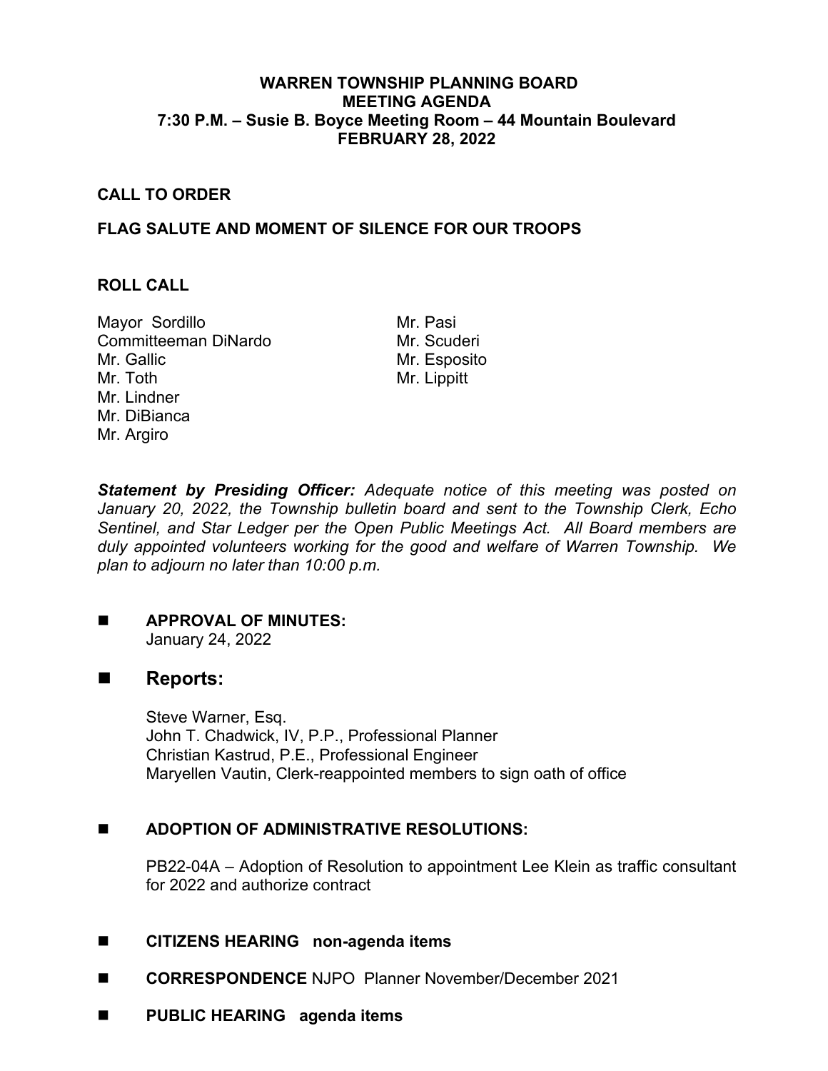# WARREN TOWNSHIP PLANNING BOARD
## MEETING AGENDA
### 7:30 P.M. – Susie B. Boyce Meeting Room – 44 Mountain Boulevard
### FEBRUARY 28, 2022

**CALL TO ORDER**

**FLAG SALUTE AND MOMENT OF SILENCE FOR OUR TROOPS**

**ROLL CALL**

Mayor Sordillo
Committeeman DiNardo
Mr. Gallic
Mr. Toth
Mr. Lindner
Mr. DiBianca
Mr. Argiro
Mr. Pasi
Mr. Scuderi
Mr. Esposito
Mr. Lippitt

***Statement by Presiding Officer:*** *Adequate notice of this meeting was posted on January 20, 2022, the Township bulletin board and sent to the Township Clerk, Echo Sentinel, and Star Ledger per the Open Public Meetings Act. All Board members are duly appointed volunteers working for the good and welfare of Warren Township. We plan to adjourn no later than 10:00 p.m.*

- **APPROVAL OF MINUTES:**
  January 24, 2022

- **Reports:**

  Steve Warner, Esq.
  John T. Chadwick, IV, P.P., Professional Planner
  Christian Kastrud, P.E., Professional Engineer
  Maryellen Vautin, Clerk-reappointed members to sign oath of office

- **ADOPTION OF ADMINISTRATIVE RESOLUTIONS:**

  PB22-04A – Adoption of Resolution to appointment Lee Klein as traffic consultant for 2022 and authorize contract

- **CITIZENS HEARING non-agenda items**

- **CORRESPONDENCE** NJPO Planner November/December 2021

- **PUBLIC HEARING agenda items**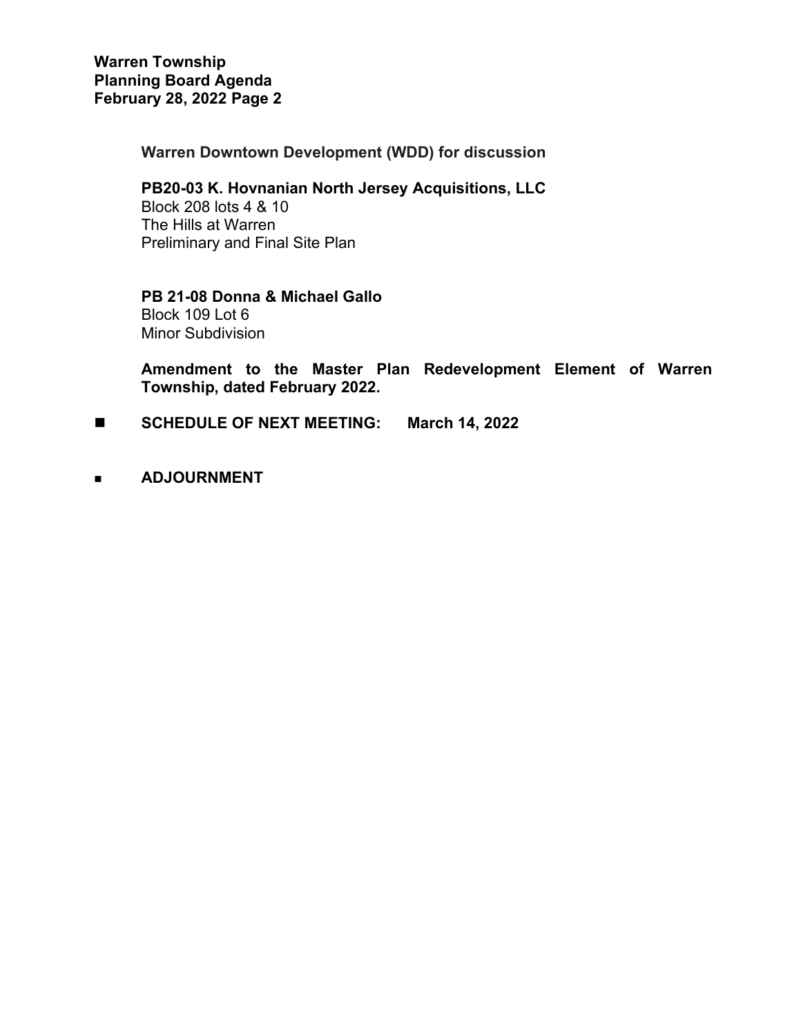**Warren Downtown Development (WDD) for discussion**

**PB20-03 K. Hovnanian North Jersey Acquisitions, LLC**
Block 208 lots 4 & 10
The Hills at Warren
Preliminary and Final Site Plan

**PB 21-08 Donna & Michael Gallo**
Block 109 Lot 6
Minor Subdivision

**Amendment to the Master Plan Redevelopment Element of Warren Township, dated February 2022.**

- **SCHEDULE OF NEXT MEETING: March 14, 2022**
- **ADJOURNMENT**